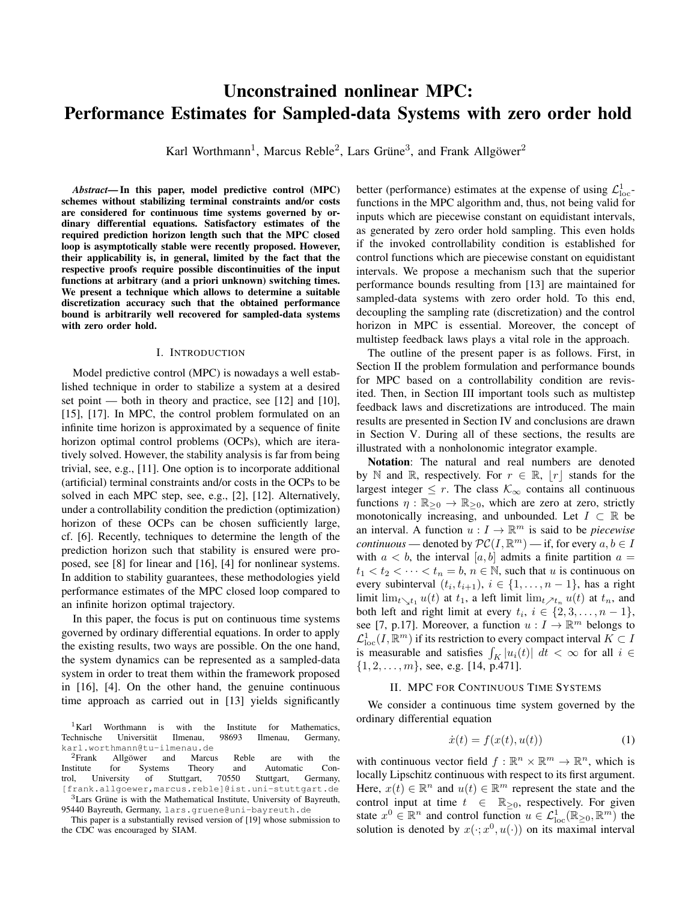# Unconstrained nonlinear MPC: Performance Estimates for Sampled-data Systems with zero order hold

Karl Worthmann[1], Marcus Reble[2], Lars Grüne[3], and Frank Allgöwer[2]

***Abstract*— In this paper, model predictive control (MPC) schemes without stabilizing terminal constraints and/or costs are considered for continuous time systems governed by ordinary differential equations. Satisfactory estimates of the required prediction horizon length such that the MPC closed loop is asymptotically stable were recently proposed. However, their applicability is, in general, limited by the fact that the respective proofs require possible discontinuities of the input functions at arbitrary (and a priori unknown) switching times. We present a technique which allows to determine a suitable discretization accuracy such that the obtained performance bound is arbitrarily well recovered for sampled-data systems with zero order hold.**

## I. Introduction

Model predictive control (MPC) is nowadays a well established technique in order to stabilize a system at a desired set point — both in theory and practice, see [12] and [10], [15], [17]. In MPC, the control problem formulated on an infinite time horizon is approximated by a sequence of finite horizon optimal control problems (OCPs), which are iteratively solved. However, the stability analysis is far from being trivial, see, e.g., [11]. One option is to incorporate additional (artificial) terminal constraints and/or costs in the OCPs to be solved in each MPC step, see, e.g., [2], [12]. Alternatively, under a controllability condition the prediction (optimization) horizon of these OCPs can be chosen sufficiently large, cf. [6]. Recently, techniques to determine the length of the prediction horizon such that stability is ensured were proposed, see [8] for linear and [16], [4] for nonlinear systems. In addition to stability guarantees, these methodologies yield performance estimates of the MPC closed loop compared to an infinite horizon optimal trajectory.

In this paper, the focus is put on continuous time systems governed by ordinary differential equations. In order to apply the existing results, two ways are possible. On the one hand, the system dynamics can be represented as a sampled-data system in order to treat them within the framework proposed in [16], [4]. On the other hand, the genuine continuous time approach as carried out in [13] yields significantly better (performance) estimates at the expense of using $\mathcal{L}^1_{\text{loc}}$-functions in the MPC algorithm and, thus, not being valid for inputs which are piecewise constant on equidistant intervals, as generated by zero order hold sampling. This even holds if the invoked controllability condition is established for control functions which are piecewise constant on equidistant intervals. We propose a mechanism such that the superior performance bounds resulting from [13] are maintained for sampled-data systems with zero order hold. To this end, decoupling the sampling rate (discretization) and the control horizon in MPC is essential. Moreover, the concept of multistep feedback laws plays a vital role in the approach.

The outline of the present paper is as follows. First, in Section II the problem formulation and performance bounds for MPC based on a controllability condition are revisited. Then, in Section III important tools such as multistep feedback laws and discretizations are introduced. The main results are presented in Section IV and conclusions are drawn in Section V. During all of these sections, the results are illustrated with a nonholonomic integrator example.

**Notation**: The natural and real numbers are denoted by $\mathbb{N}$ and $\mathbb{R}$, respectively. For $r \in \mathbb{R}$, $\lfloor r \rfloor$ stands for the largest integer $\leq r$. The class $\mathcal{K}_\infty$ contains all continuous functions $\eta : \mathbb{R}_{\geq 0} \to \mathbb{R}_{\geq 0}$, which are zero at zero, strictly monotonically increasing, and unbounded. Let $I \subset \mathbb{R}$ be an interval. A function $u : I \to \mathbb{R}^m$ is said to be *piecewise continuous* — denoted by $\mathcal{PC}(I, \mathbb{R}^m)$ — if, for every $a, b \in I$ with $a < b$, the interval $[a, b]$ admits a finite partition $a = t_1 < t_2 < \cdots < t_n = b$, $n \in \mathbb{N}$, such that $u$ is continuous on every subinterval $(t_i, t_{i+1})$, $i \in \{1, \ldots, n-1\}$, has a right limit $\lim_{t \searrow t_1} u(t)$ at $t_1$, a left limit $\lim_{t \nearrow t_n} u(t)$ at $t_n$, and both left and right limit at every $t_i$, $i \in \{2, 3, \ldots, n-1\}$, see [7, p.17]. Moreover, a function $u : I \to \mathbb{R}^m$ belongs to $\mathcal{L}^1_{\text{loc}}(I, \mathbb{R}^m)$ if its restriction to every compact interval $K \subset I$ is measurable and satisfies $\int_K |u_i(t)| \, dt < \infty$ for all $i \in \{1, 2, \ldots, m\}$, see, e.g. [14, p.471].

## II. MPC for Continuous Time Systems

We consider a continuous time system governed by the ordinary differential equation

$$\dot{x}(t) = f(x(t), u(t)) \tag{1}$$

with continuous vector field $f : \mathbb{R}^n \times \mathbb{R}^m \to \mathbb{R}^n$, which is locally Lipschitz continuous with respect to its first argument. Here, $x(t) \in \mathbb{R}^n$ and $u(t) \in \mathbb{R}^m$ represent the state and the control input at time $t \in \mathbb{R}_{\geq 0}$, respectively. For given state $x^0 \in \mathbb{R}^n$ and control function $u \in \mathcal{L}^1_{\text{loc}}(\mathbb{R}_{\geq 0}, \mathbb{R}^m)$ the solution is denoted by $x(\cdot; x^0, u(\cdot))$ on its maximal interval

---

[1]Karl Worthmann is with the Institute for Mathematics, Technische Universität Ilmenau, 98693 Ilmenau, Germany, karl.worthmann@tu-ilmenau.de

[2]Frank Allgöwer and Marcus Reble are with the Institute for Systems Theory and Automatic Control, University of Stuttgart, 70550 Stuttgart, Germany, [frank.allgoewer,marcus.reble]@ist.uni-stuttgart.de

[3]Lars Grüne is with the Mathematical Institute, University of Bayreuth, 95440 Bayreuth, Germany, lars.gruene@uni-bayreuth.de

This paper is a substantially revised version of [19] whose submission to the CDC was encouraged by SIAM.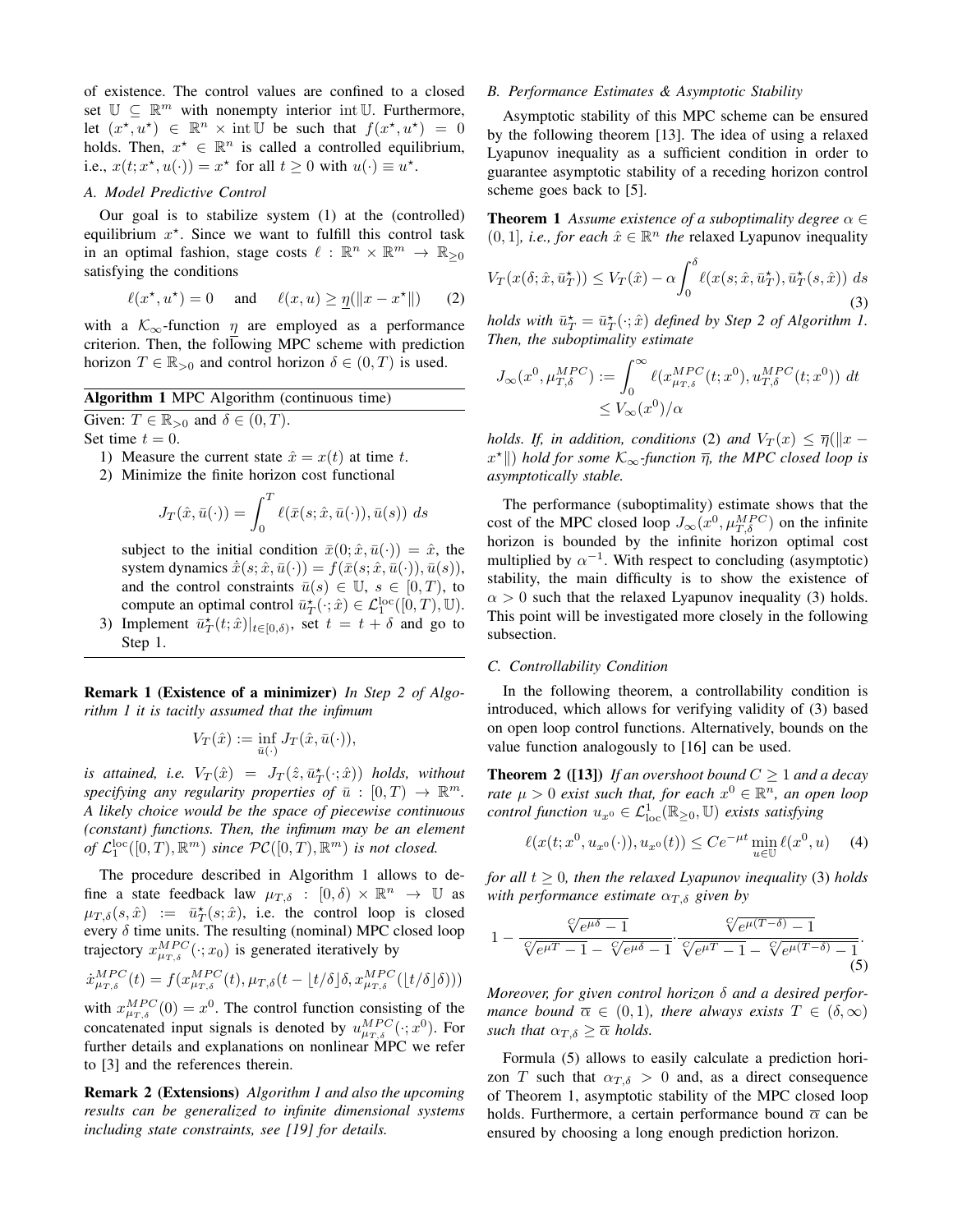of existence. The control values are confined to a closed set $\mathbb{U} \subseteq \mathbb{R}^m$ with nonempty interior $\operatorname{int} \mathbb{U}$. Furthermore, let $(x^\star, u^\star) \in \mathbb{R}^n \times \operatorname{int} \mathbb{U}$ be such that $f(x^\star, u^\star) = 0$ holds. Then, $x^\star \in \mathbb{R}^n$ is called a controlled equilibrium, i.e., $x(t; x^\star, u(\cdot)) = x^\star$ for all $t \geq 0$ with $u(\cdot) \equiv u^\star$.

### A. Model Predictive Control

Our goal is to stabilize system (1) at the (controlled) equilibrium $x^\star$. Since we want to fulfill this control task in an optimal fashion, stage costs $\ell : \mathbb{R}^n \times \mathbb{R}^m \to \mathbb{R}_{\geq 0}$ satisfying the conditions

$$\ell(x^\star, u^\star) = 0 \quad \text{and} \quad \ell(x, u) \geq \underline{\eta}(\|x - x^\star\|) \tag{2}$$

with a $\mathcal{K}_\infty$-function $\underline{\eta}$ are employed as a performance criterion. Then, the following MPC scheme with prediction horizon $T \in \mathbb{R}_{>0}$ and control horizon $\delta \in (0, T)$ is used.

**Algorithm 1** MPC Algorithm (continuous time)

Given: $T \in \mathbb{R}_{>0}$ and $\delta \in (0, T)$.
Set time $t = 0$.

1) Measure the current state $\hat{x} = x(t)$ at time $t$.
2) Minimize the finite horizon cost functional

$$J_T(\hat{x}, \bar{u}(\cdot)) = \int_0^T \ell(\bar{x}(s; \hat{x}, \bar{u}(\cdot)), \bar{u}(s)) \; ds$$

subject to the initial condition $\bar{x}(0; \hat{x}, \bar{u}(\cdot)) = \hat{x}$, the system dynamics $\dot{\bar{x}}(s; \hat{x}, \bar{u}(\cdot)) = f(\bar{x}(s; \hat{x}, \bar{u}(\cdot)), \bar{u}(s))$, and the control constraints $\bar{u}(s) \in \mathbb{U}$, $s \in [0, T)$, to compute an optimal control $\bar{u}_T^\star(\cdot; \hat{x}) \in \mathcal{L}_1^{\text{loc}}([0, T), \mathbb{U})$.

3) Implement $\bar{u}_T^\star(t; \hat{x})|_{t \in [0, \delta)}$, set $t = t + \delta$ and go to Step 1.

**Remark 1 (Existence of a minimizer)** *In Step 2 of Algorithm 1 it is tacitly assumed that the infimum*

$$V_T(\hat{x}) := \inf_{\bar{u}(\cdot)} J_T(\hat{x}, \bar{u}(\cdot)),$$

*is attained, i.e.* $V_T(\hat{x}) = J_T(\hat{z}, \bar{u}_T^\star(\cdot; \hat{x}))$ *holds, without specifying any regularity properties of* $\bar{u} : [0, T) \to \mathbb{R}^m$. *A likely choice would be the space of piecewise continuous (constant) functions. Then, the infimum may be an element of* $\mathcal{L}_1^{\text{loc}}([0, T), \mathbb{R}^m)$ *since* $\mathcal{PC}([0, T), \mathbb{R}^m)$ *is not closed.*

The procedure described in Algorithm 1 allows to define a state feedback law $\mu_{T,\delta} : [0, \delta) \times \mathbb{R}^n \to \mathbb{U}$ as $\mu_{T,\delta}(s, \hat{x}) := \bar{u}_T^\star(s; \hat{x})$, i.e. the control loop is closed every $\delta$ time units. The resulting (nominal) MPC closed loop trajectory $x_{\mu_{T,\delta}}^{MPC}(\cdot; x_0)$ is generated iteratively by

$$\dot{x}_{\mu_{T,\delta}}^{MPC}(t) = f(x_{\mu_{T,\delta}}^{MPC}(t), \mu_{T,\delta}(t - \lfloor t/\delta \rfloor \delta, x_{\mu_{T,\delta}}^{MPC}(\lfloor t/\delta \rfloor \delta)))$$

with $x_{\mu_{T,\delta}}^{MPC}(0) = x^0$. The control function consisting of the concatenated input signals is denoted by $u_{\mu_{T,\delta}}^{MPC}(\cdot; x^0)$. For further details and explanations on nonlinear MPC we refer to [3] and the references therein.

**Remark 2 (Extensions)** *Algorithm 1 and also the upcoming results can be generalized to infinite dimensional systems including state constraints, see [19] for details.*

### B. Performance Estimates & Asymptotic Stability

Asymptotic stability of this MPC scheme can be ensured by the following theorem [13]. The idea of using a relaxed Lyapunov inequality as a sufficient condition in order to guarantee asymptotic stability of a receding horizon control scheme goes back to [5].

**Theorem 1** *Assume existence of a suboptimality degree* $\alpha \in (0, 1]$*, i.e., for each* $\hat{x} \in \mathbb{R}^n$ *the* relaxed Lyapunov inequality

$$V_T(x(\delta; \hat{x}, \bar{u}_T^\star)) \leq V_T(\hat{x}) - \alpha \int_0^\delta \ell(x(s; \hat{x}, \bar{u}_T^\star), \bar{u}_T^\star(s, \hat{x})) \; ds \tag{3}$$

*holds with* $\bar{u}_T^\star = \bar{u}_T^\star(\cdot; \hat{x})$ *defined by Step 2 of Algorithm 1. Then, the suboptimality estimate*

$$J_\infty(x^0, \mu_{T,\delta}^{MPC}) := \int_0^\infty \ell(x_{\mu_{T,\delta}}^{MPC}(t; x^0), u_{T,\delta}^{MPC}(t; x^0)) \; dt \leq V_\infty(x^0)/\alpha$$

*holds. If, in addition, conditions* (2) *and* $V_T(x) \leq \overline{\eta}(\|x - x^\star\|)$ *hold for some* $\mathcal{K}_\infty$*-function* $\overline{\eta}$*, the MPC closed loop is asymptotically stable.*

The performance (suboptimality) estimate shows that the cost of the MPC closed loop $J_\infty(x^0, \mu_{T,\delta}^{MPC})$ on the infinite horizon is bounded by the infinite horizon optimal cost multiplied by $\alpha^{-1}$. With respect to concluding (asymptotic) stability, the main difficulty is to show the existence of $\alpha > 0$ such that the relaxed Lyapunov inequality (3) holds. This point will be investigated more closely in the following subsection.

### C. Controllability Condition

In the following theorem, a controllability condition is introduced, which allows for verifying validity of (3) based on open loop control functions. Alternatively, bounds on the value function analogously to [16] can be used.

**Theorem 2 ([13])** *If an overshoot bound* $C \geq 1$ *and a decay rate* $\mu > 0$ *exist such that, for each* $x^0 \in \mathbb{R}^n$*, an open loop control function* $u_{x^0} \in \mathcal{L}_{\text{loc}}^1(\mathbb{R}_{\geq 0}, \mathbb{U})$ *exists satisfying*

$$\ell(x(t; x^0, u_{x^0}(\cdot)), u_{x^0}(t)) \leq C e^{-\mu t} \min_{u \in \mathbb{U}} \ell(x^0, u) \tag{4}$$

*for all* $t \geq 0$*, then the relaxed Lyapunov inequality* (3) *holds with performance estimate* $\alpha_{T,\delta}$ *given by*

$$1 - \frac{\sqrt[C]{e^{\mu\delta}} - 1}{\sqrt[C]{e^{\mu T}} - 1 - \sqrt[C]{e^{\mu\delta}} - 1} \cdot \frac{\sqrt[C]{e^{\mu(T-\delta)}} - 1}{\sqrt[C]{e^{\mu T}} - 1 - \sqrt[C]{e^{\mu(T-\delta)}} - 1}. \tag{5}$$

*Moreover, for given control horizon* $\delta$ *and a desired performance bound* $\overline{\alpha} \in (0, 1)$*, there always exists* $T \in (\delta, \infty)$ *such that* $\alpha_{T,\delta} \geq \overline{\alpha}$ *holds.*

Formula (5) allows to easily calculate a prediction horizon $T$ such that $\alpha_{T,\delta} > 0$ and, as a direct consequence of Theorem 1, asymptotic stability of the MPC closed loop holds. Furthermore, a certain performance bound $\overline{\alpha}$ can be ensured by choosing a long enough prediction horizon.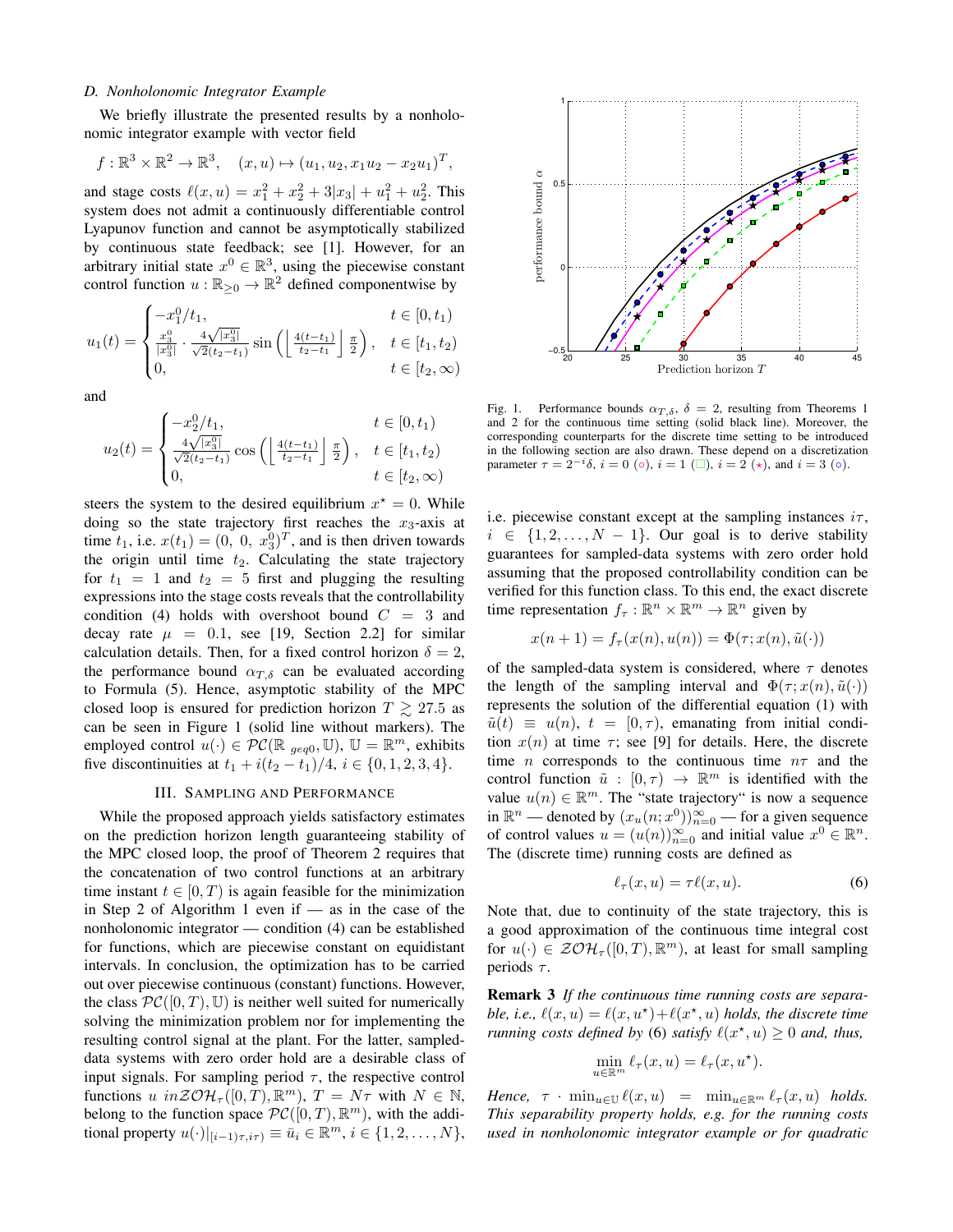### D. Nonholonomic Integrator Example

We briefly illustrate the presented results by a nonholonomic integrator example with vector field

$$f: \mathbb{R}^3 \times \mathbb{R}^2 \to \mathbb{R}^3, \quad (x,u) \mapsto (u_1, u_2, x_1 u_2 - x_2 u_1)^T,$$

and stage costs $\ell(x,u) = x_1^2 + x_2^2 + 3|x_3| + u_1^2 + u_2^2$. This system does not admit a continuously differentiable control Lyapunov function and cannot be asymptotically stabilized by continuous state feedback; see [1]. However, for an arbitrary initial state $x^0 \in \mathbb{R}^3$, using the piecewise constant control function $u: \mathbb{R}_{\geq 0} \to \mathbb{R}^2$ defined componentwise by

$$u_1(t) = \begin{cases} -x_1^0/t_1, & t \in [0, t_1) \\ \frac{x_3^0}{|x_3^0|} \cdot \frac{4\sqrt{|x_3^0|}}{\sqrt{2}(t_2 - t_1)} \sin\left( \left\lfloor \frac{4(t-t_1)}{t_2 - t_1} \right\rfloor \frac{\pi}{2} \right), & t \in [t_1, t_2) \\ 0, & t \in [t_2, \infty) \end{cases}$$

and

$$u_2(t) = \begin{cases} -x_2^0/t_1, & t \in [0, t_1) \\ \frac{4\sqrt{|x_3^0|}}{\sqrt{2}(t_2 - t_1)} \cos\left( \left\lfloor \frac{4(t-t_1)}{t_2 - t_1} \right\rfloor \frac{\pi}{2} \right), & t \in [t_1, t_2) \\ 0, & t \in [t_2, \infty) \end{cases}$$

steers the system to the desired equilibrium $x^\star = 0$. While doing so the state trajectory first reaches the $x_3$-axis at time $t_1$, i.e. $x(t_1) = (0,\ 0,\ x_3^0)^T$, and is then driven towards the origin until time $t_2$. Calculating the state trajectory for $t_1 = 1$ and $t_2 = 5$ first and plugging the resulting expressions into the stage costs reveals that the controllability condition (4) holds with overshoot bound $C = 3$ and decay rate $\mu = 0.1$, see [19, Section 2.2] for similar calculation details. Then, for a fixed control horizon $\delta = 2$, the performance bound $\alpha_{T,\delta}$ can be evaluated according to Formula (5). Hence, asymptotic stability of the MPC closed loop is ensured for prediction horizon $T \gtrsim 27.5$ as can be seen in Figure 1 (solid line without markers). The employed control $u(\cdot) \in \mathcal{PC}(\mathbb{R}_{geq0}, \mathbb{U})$, $\mathbb{U} = \mathbb{R}^m$, exhibits five discontinuities at $t_1 + i(t_2 - t_1)/4$, $i \in \{0,1,2,3,4\}$.

Fig. 1. Performance bounds $\alpha_{T,\delta}$, $\delta = 2$, resulting from Theorems 1 and 2 for the continuous time setting (solid black line). Moreover, the corresponding counterparts for the discrete time setting to be introduced in the following section are also drawn. These depend on a discretization parameter $\tau = 2^{-i}\delta$, $i = 0$ (○), $i = 1$ (□), $i = 2$ (⋆), and $i = 3$ (○).

## III. Sampling and Performance

While the proposed approach yields satisfactory estimates on the prediction horizon length guaranteeing stability of the MPC closed loop, the proof of Theorem 2 requires that the concatenation of two control functions at an arbitrary time instant $t \in [0, T)$ is again feasible for the minimization in Step 2 of Algorithm 1 even if — as in the case of the nonholonomic integrator — condition (4) can be established for functions, which are piecewise constant on equidistant intervals. In conclusion, the optimization has to be carried out over piecewise continuous (constant) functions. However, the class $\mathcal{PC}([0,T), \mathbb{U})$ is neither well suited for numerically solving the minimization problem nor for implementing the resulting control signal at the plant. For the latter, sampled-data systems with zero order hold are a desirable class of input signals. For sampling period $\tau$, the respective control functions $u\ in \mathcal{ZOH}_\tau([0,T), \mathbb{R}^m)$, $T = N\tau$ with $N \in \mathbb{N}$, belong to the function space $\mathcal{PC}([0,T), \mathbb{R}^m)$, with the additional property $u(\cdot)|_{[(i-1)\tau, i\tau)} \equiv \bar{u}_i \in \mathbb{R}^m$, $i \in \{1,2,\ldots,N\}$, i.e. piecewise constant except at the sampling instances $i\tau$, $i \in \{1,2,\ldots,N-1\}$. Our goal is to derive stability guarantees for sampled-data systems with zero order hold assuming that the proposed controllability condition can be verified for this function class. To this end, the exact discrete time representation $f_\tau: \mathbb{R}^n \times \mathbb{R}^m \to \mathbb{R}^n$ given by

$$x(n+1) = f_\tau(x(n), u(n)) = \Phi(\tau; x(n), \tilde{u}(\cdot))$$

of the sampled-data system is considered, where $\tau$ denotes the length of the sampling interval and $\Phi(\tau; x(n), \tilde{u}(\cdot))$ represents the solution of the differential equation (1) with $\tilde{u}(t) \equiv u(n)$, $t = [0, \tau)$, emanating from initial condition $x(n)$ at time $\tau$; see [9] for details. Here, the discrete time $n$ corresponds to the continuous time $n\tau$ and the control function $\tilde{u}: [0, \tau) \to \mathbb{R}^m$ is identified with the value $u(n) \in \mathbb{R}^m$. The "state trajectory" is now a sequence in $\mathbb{R}^n$ — denoted by $(x_u(n; x^0))_{n=0}^\infty$ — for a given sequence of control values $u = (u(n))_{n=0}^\infty$ and initial value $x^0 \in \mathbb{R}^n$. The (discrete time) running costs are defined as

$$\ell_\tau(x,u) = \tau \ell(x,u). \tag{6}$$

Note that, due to continuity of the state trajectory, this is a good approximation of the continuous time integral cost for $u(\cdot) \in \mathcal{ZOH}_\tau([0,T), \mathbb{R}^m)$, at least for small sampling periods $\tau$.

**Remark 3** *If the continuous time running costs are separable, i.e., $\ell(x,u) = \ell(x,u^\star) + \ell(x^\star, u)$ holds, the discrete time running costs defined by* (6) *satisfy $\ell(x^\star, u) \geq 0$ and, thus,*

$$\min_{u \in \mathbb{R}^m} \ell_\tau(x,u) = \ell_\tau(x, u^\star).$$

*Hence, $\tau \cdot \min_{u \in \mathbb{U}} \ell(x,u) = \min_{u \in \mathbb{R}^m} \ell_\tau(x,u)$ holds. This separability property holds, e.g. for the running costs used in nonholonomic integrator example or for quadratic*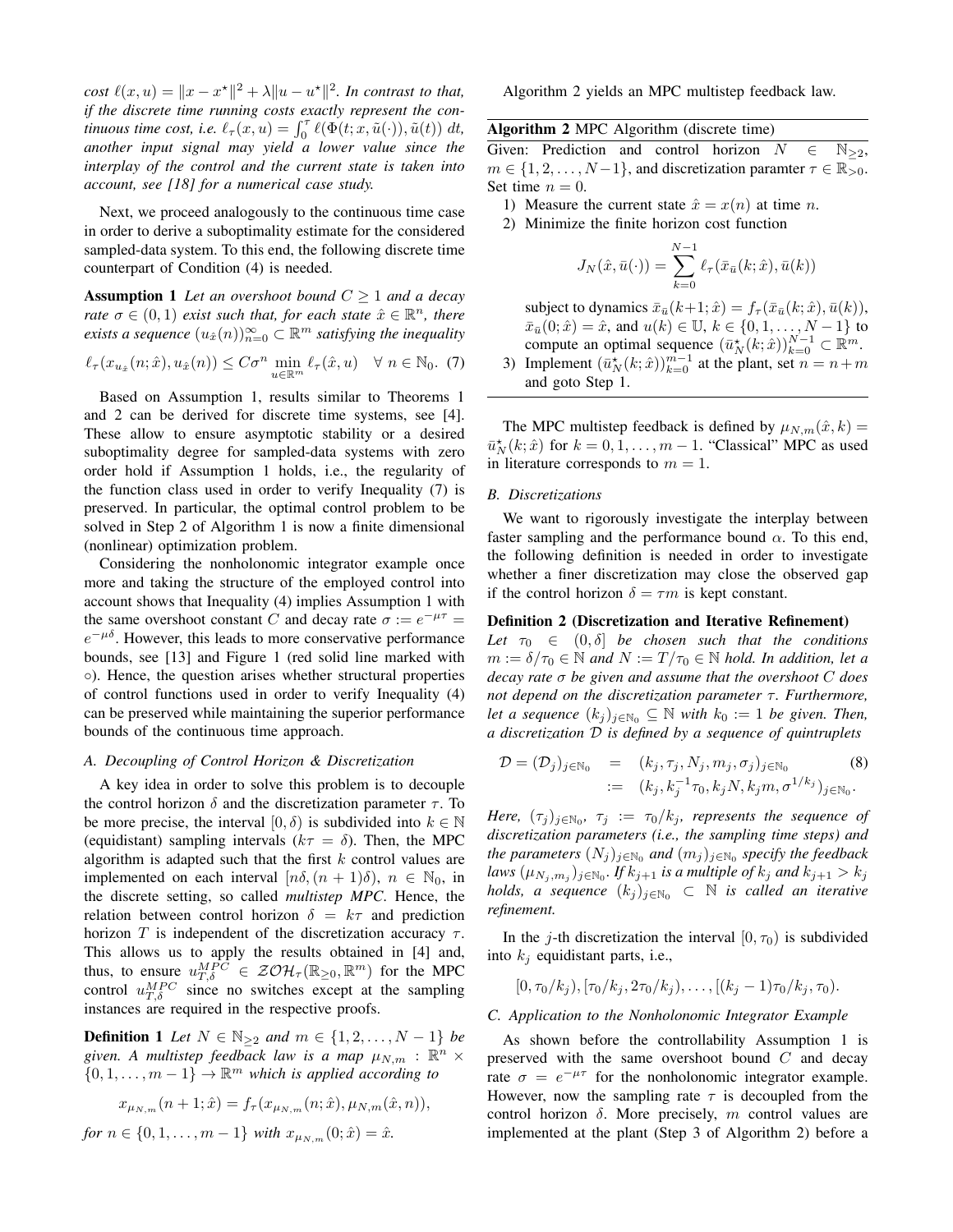*cost* $\ell(x,u) = \|x - x^\star\|^2 + \lambda \|u - u^\star\|^2$. *In contrast to that, if the discrete time running costs exactly represent the continuous time cost, i.e.* $\ell_\tau(x,u) = \int_0^\tau \ell(\Phi(t;x,\tilde{u}(\cdot)),\tilde{u}(t))\,dt$, *another input signal may yield a lower value since the interplay of the control and the current state is taken into account, see [18] for a numerical case study.*

Next, we proceed analogously to the continuous time case in order to derive a suboptimality estimate for the considered sampled-data system. To this end, the following discrete time counterpart of Condition (4) is needed.

**Assumption 1** *Let an overshoot bound* $C \geq 1$ *and a decay rate* $\sigma \in (0,1)$ *exist such that, for each state* $\hat{x} \in \mathbb{R}^n$, *there exists a sequence* $(u_{\hat{x}}(n))_{n=0}^\infty \subset \mathbb{R}^m$ *satisfying the inequality*

$$\ell_\tau(x_{u_{\hat{x}}}(n;\hat{x}), u_{\hat{x}}(n)) \leq C\sigma^n \min_{u \in \mathbb{R}^m} \ell_\tau(\hat{x}, u) \quad \forall\, n \in \mathbb{N}_0. \quad (7)$$

Based on Assumption 1, results similar to Theorems 1 and 2 can be derived for discrete time systems, see [4]. These allow to ensure asymptotic stability or a desired suboptimality degree for sampled-data systems with zero order hold if Assumption 1 holds, i.e., the regularity of the function class used in order to verify Inequality (7) is preserved. In particular, the optimal control problem to be solved in Step 2 of Algorithm 1 is now a finite dimensional (nonlinear) optimization problem.

Considering the nonholonomic integrator example once more and taking the structure of the employed control into account shows that Inequality (4) implies Assumption 1 with the same overshoot constant $C$ and decay rate $\sigma := e^{-\mu\tau} = e^{-\mu\delta}$. However, this leads to more conservative performance bounds, see [13] and Figure 1 (red solid line marked with $\circ$). Hence, the question arises whether structural properties of control functions used in order to verify Inequality (4) can be preserved while maintaining the superior performance bounds of the continuous time approach.

### A. Decoupling of Control Horizon & Discretization

A key idea in order to solve this problem is to decouple the control horizon $\delta$ and the discretization parameter $\tau$. To be more precise, the interval $[0,\delta)$ is subdivided into $k \in \mathbb{N}$ (equidistant) sampling intervals ($k\tau = \delta$). Then, the MPC algorithm is adapted such that the first $k$ control values are implemented on each interval $[n\delta,(n+1)\delta)$, $n \in \mathbb{N}_0$, in the discrete setting, so called *multistep MPC*. Hence, the relation between control horizon $\delta = k\tau$ and prediction horizon $T$ is independent of the discretization accuracy $\tau$. This allows us to apply the results obtained in [4] and, thus, to ensure $u_{T,\delta}^{MPC} \in \mathcal{ZOH}_\tau(\mathbb{R}_{\geq 0},\mathbb{R}^m)$ for the MPC control $u_{T,\delta}^{MPC}$ since no switches except at the sampling instances are required in the respective proofs.

**Definition 1** *Let* $N \in \mathbb{N}_{\geq 2}$ *and* $m \in \{1,2,\ldots,N-1\}$ *be given. A multistep feedback law is a map* $\mu_{N,m} : \mathbb{R}^n \times \{0,1,\ldots,m-1\} \to \mathbb{R}^m$ *which is applied according to*

$$x_{\mu_{N,m}}(n+1;\hat{x}) = f_\tau(x_{\mu_{N,m}}(n;\hat{x}), \mu_{N,m}(\hat{x},n)),$$

*for* $n \in \{0,1,\ldots,m-1\}$ *with* $x_{\mu_{N,m}}(0;\hat{x}) = \hat{x}$.

Algorithm 2 yields an MPC multistep feedback law.

**Algorithm 2** MPC Algorithm (discrete time)

Given: Prediction and control horizon $N \in \mathbb{N}_{\geq 2}$, $m \in \{1,2,\ldots,N-1\}$, and discretization paramter $\tau \in \mathbb{R}_{>0}$. Set time $n = 0$.

1) Measure the current state $\hat{x} = x(n)$ at time $n$.
2) Minimize the finite horizon cost function

$$J_N(\hat{x},\bar{u}(\cdot)) = \sum_{k=0}^{N-1} \ell_\tau(\bar{x}_{\bar{u}}(k;\hat{x}),\bar{u}(k))$$

subject to dynamics $\bar{x}_{\bar{u}}(k+1;\hat{x}) = f_\tau(\bar{x}_{\bar{u}}(k;\hat{x}),\bar{u}(k))$, $\bar{x}_{\bar{u}}(0;\hat{x}) = \hat{x}$, and $u(k) \in \mathbb{U}$, $k \in \{0,1,\ldots,N-1\}$ to compute an optimal sequence $(\bar{u}_N^\star(k;\hat{x}))_{k=0}^{N-1} \subset \mathbb{R}^m$.
3) Implement $(\bar{u}_N^\star(k;\hat{x}))_{k=0}^{m-1}$ at the plant, set $n = n+m$ and goto Step 1.

The MPC multistep feedback is defined by $\mu_{N,m}(\hat{x},k) = \bar{u}_N^\star(k;\hat{x})$ for $k = 0,1,\ldots,m-1$. "Classical" MPC as used in literature corresponds to $m = 1$.

### B. Discretizations

We want to rigorously investigate the interplay between faster sampling and the performance bound $\alpha$. To this end, the following definition is needed in order to investigate whether a finer discretization may close the observed gap if the control horizon $\delta = \tau m$ is kept constant.

**Definition 2 (Discretization and Iterative Refinement)** *Let* $\tau_0 \in (0,\delta]$ *be chosen such that the conditions* $m := \delta/\tau_0 \in \mathbb{N}$ *and* $N := T/\tau_0 \in \mathbb{N}$ *hold. In addition, let a decay rate* $\sigma$ *be given and assume that the overshoot* $C$ *does not depend on the discretization parameter* $\tau$. *Furthermore, let a sequence* $(k_j)_{j\in\mathbb{N}_0} \subseteq \mathbb{N}$ *with* $k_0 := 1$ *be given. Then, a discretization* $\mathcal{D}$ *is defined by a sequence of quintruplets*

$$\begin{aligned} \mathcal{D} = (\mathcal{D}_j)_{j\in\mathbb{N}_0} &= (k_j,\tau_j,N_j,m_j,\sigma_j)_{j\in\mathbb{N}_0} \quad (8) \\ &:= (k_j, k_j^{-1}\tau_0, k_jN, k_jm, \sigma^{1/k_j})_{j\in\mathbb{N}_0}. \end{aligned}$$

*Here,* $(\tau_j)_{j\in\mathbb{N}_0}$, $\tau_j := \tau_0/k_j$, *represents the sequence of discretization parameters (i.e., the sampling time steps) and the parameters* $(N_j)_{j\in\mathbb{N}_0}$ *and* $(m_j)_{j\in\mathbb{N}_0}$ *specify the feedback laws* $(\mu_{N_j,m_j})_{j\in\mathbb{N}_0}$. *If* $k_{j+1}$ *is a multiple of* $k_j$ *and* $k_{j+1} > k_j$ *holds, a sequence* $(k_j)_{j\in\mathbb{N}_0} \subset \mathbb{N}$ *is called an iterative refinement.*

In the $j$-th discretization the interval $[0,\tau_0)$ is subdivided into $k_j$ equidistant parts, i.e.,

$$[0,\tau_0/k_j), [\tau_0/k_j, 2\tau_0/k_j), \ldots, [(k_j-1)\tau_0/k_j, \tau_0).$$

### C. Application to the Nonholonomic Integrator Example

As shown before the controllability Assumption 1 is preserved with the same overshoot bound $C$ and decay rate $\sigma = e^{-\mu\tau}$ for the nonholonomic integrator example. However, now the sampling rate $\tau$ is decoupled from the control horizon $\delta$. More precisely, $m$ control values are implemented at the plant (Step 3 of Algorithm 2) before a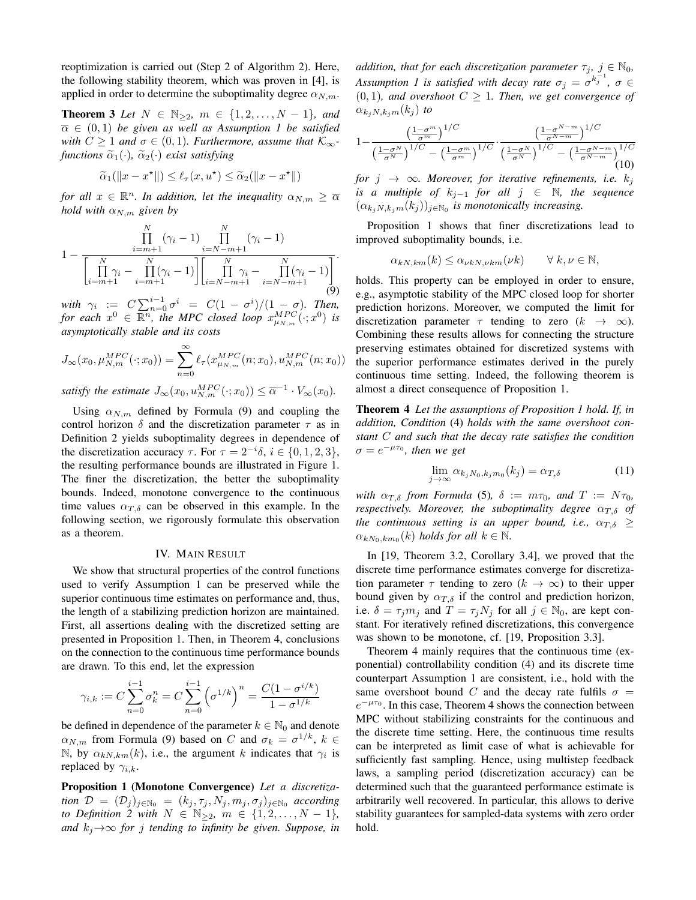reoptimization is carried out (Step 2 of Algorithm 2). Here, the following stability theorem, which was proven in [4], is applied in order to determine the suboptimality degree $\alpha_{N,m}$.

**Theorem 3** *Let $N \in \mathbb{N}_{\geq 2}$, $m \in \{1, 2, \ldots, N-1\}$, and $\overline{\alpha} \in (0,1)$ be given as well as Assumption 1 be satisfied with $C \geq 1$ and $\sigma \in (0,1)$. Furthermore, assume that $\mathcal{K}_\infty$-functions $\widetilde{\alpha}_1(\cdot)$, $\widetilde{\alpha}_2(\cdot)$ exist satisfying*

$$\widetilde{\alpha}_1(\|x - x^\star\|) \leq \ell_\tau(x, u^\star) \leq \widetilde{\alpha}_2(\|x - x^\star\|)$$

*for all $x \in \mathbb{R}^n$. In addition, let the inequality $\alpha_{N,m} \geq \overline{\alpha}$ hold with $\alpha_{N,m}$ given by*

$$1 - \frac{\prod_{i=m+1}^{N} (\gamma_i - 1) \prod_{i=N-m+1}^{N} (\gamma_i - 1)}{\left[\prod_{i=m+1}^{N} \gamma_i - \prod_{i=m+1}^{N} (\gamma_i - 1)\right]\left[\prod_{i=N-m+1}^{N} \gamma_i - \prod_{i=N-m+1}^{N} (\gamma_i - 1)\right]}. \tag{9}$$

*with $\gamma_i := C \sum_{n=0}^{i-1} \sigma^i = C(1 - \sigma^i)/(1 - \sigma)$. Then, for each $x^0 \in \mathbb{R}^n$, the MPC closed loop $x^{MPC}_{\mu_{N,m}}(\cdot; x^0)$ is asymptotically stable and its costs*

$$J_\infty(x_0, \mu^{MPC}_{N,m}(\cdot; x_0)) = \sum_{n=0}^{\infty} \ell_\tau(x^{MPC}_{\mu_{N,m}}(n; x_0), u^{MPC}_{N,m}(n; x_0))$$

*satisfy the estimate $J_\infty(x_0, u^{MPC}_{N,m}(\cdot; x_0)) \leq \overline{\alpha}^{-1} \cdot V_\infty(x_0)$.*

Using $\alpha_{N,m}$ defined by Formula (9) and coupling the control horizon $\delta$ and the discretization parameter $\tau$ as in Definition 2 yields suboptimality degrees in dependence of the discretization accuracy $\tau$. For $\tau = 2^{-i}\delta$, $i \in \{0, 1, 2, 3\}$, the resulting performance bounds are illustrated in Figure 1. The finer the discretization, the better the suboptimality bounds. Indeed, monotone convergence to the continuous time values $\alpha_{T,\delta}$ can be observed in this example. In the following section, we rigorously formulate this observation as a theorem.

## IV. Main Result

We show that structural properties of the control functions used to verify Assumption 1 can be preserved while the superior continuous time estimates on performance and, thus, the length of a stabilizing prediction horizon are maintained. First, all assertions dealing with the discretized setting are presented in Proposition 1. Then, in Theorem 4, conclusions on the connection to the continuous time performance bounds are drawn. To this end, let the expression

$$\gamma_{i,k} := C \sum_{n=0}^{i-1} \sigma_k^n = C \sum_{n=0}^{i-1} \left(\sigma^{1/k}\right)^n = \frac{C(1 - \sigma^{i/k})}{1 - \sigma^{1/k}}$$

be defined in dependence of the parameter $k \in \mathbb{N}_0$ and denote $\alpha_{N,m}$ from Formula (9) based on $C$ and $\sigma_k = \sigma^{1/k}$, $k \in \mathbb{N}$, by $\alpha_{kN,km}(k)$, i.e., the argument $k$ indicates that $\gamma_i$ is replaced by $\gamma_{i,k}$.

**Proposition 1 (Monotone Convergence)** *Let a discretization $\mathcal{D} = (\mathcal{D}_j)_{j \in \mathbb{N}_0} = (k_j, \tau_j, N_j, m_j, \sigma_j)_{j \in \mathbb{N}_0}$ according to Definition 2 with $N \in \mathbb{N}_{\geq 2}$, $m \in \{1, 2, \ldots, N-1\}$, and $k_j \to \infty$ for $j$ tending to infinity be given. Suppose, in addition, that for each discretization parameter $\tau_j$, $j \in \mathbb{N}_0$, Assumption 1 is satisfied with decay rate $\sigma_j = \sigma^{k_j^{-1}}$, $\sigma \in (0,1)$, and overshoot $C \geq 1$. Then, we get convergence of $\alpha_{k_jN,k_jm}(k_j)$ to*

$$1 - \frac{\left(\frac{1-\sigma^m}{\sigma^m}\right)^{1/C}}{\left(\frac{1-\sigma^N}{\sigma^N}\right)^{1/C} - \left(\frac{1-\sigma^m}{\sigma^m}\right)^{1/C}} \cdot \frac{\left(\frac{1-\sigma^{N-m}}{\sigma^{N-m}}\right)^{1/C}}{\left(\frac{1-\sigma^N}{\sigma^N}\right)^{1/C} - \left(\frac{1-\sigma^{N-m}}{\sigma^{N-m}}\right)^{1/C}} \tag{10}$$

*for $j \to \infty$. Moreover, for iterative refinements, i.e. $k_j$ is a multiple of $k_{j-1}$ for all $j \in \mathbb{N}$, the sequence $(\alpha_{k_jN,k_jm}(k_j))_{j \in \mathbb{N}_0}$ is monotonically increasing.*

Proposition 1 shows that finer discretizations lead to improved suboptimality bounds, i.e.

$$\alpha_{kN,km}(k) \leq \alpha_{\nu kN,\nu km}(\nu k) \qquad \forall\, k, \nu \in \mathbb{N},$$

holds. This property can be employed in order to ensure, e.g., asymptotic stability of the MPC closed loop for shorter prediction horizons. Moreover, we computed the limit for discretization parameter $\tau$ tending to zero ($k \to \infty$). Combining these results allows for connecting the structure preserving estimates obtained for discretized systems with the superior performance estimates derived in the purely continuous time setting. Indeed, the following theorem is almost a direct consequence of Proposition 1.

**Theorem 4** *Let the assumptions of Proposition 1 hold. If, in addition, Condition* (4) *holds with the same overshoot constant $C$ and such that the decay rate satisfies the condition $\sigma = e^{-\mu\tau_0}$, then we get*

$$\lim_{j \to \infty} \alpha_{k_jN_0,k_jm_0}(k_j) = \alpha_{T,\delta} \tag{11}$$

*with $\alpha_{T,\delta}$ from Formula* (5)*, $\delta := m\tau_0$, and $T := N\tau_0$, respectively. Moreover, the suboptimality degree $\alpha_{T,\delta}$ of the continuous setting is an upper bound, i.e., $\alpha_{T,\delta} \geq \alpha_{kN_0,km_0}(k)$ holds for all $k \in \mathbb{N}$.*

In [19, Theorem 3.2, Corollary 3.4], we proved that the discrete time performance estimates converge for discretization parameter $\tau$ tending to zero ($k \to \infty$) to their upper bound given by $\alpha_{T,\delta}$ if the control and prediction horizon, i.e. $\delta = \tau_j m_j$ and $T = \tau_j N_j$ for all $j \in \mathbb{N}_0$, are kept constant. For iteratively refined discretizations, this convergence was shown to be monotone, cf. [19, Proposition 3.3].

Theorem 4 mainly requires that the continuous time (exponential) controllability condition (4) and its discrete time counterpart Assumption 1 are consistent, i.e., hold with the same overshoot bound $C$ and the decay rate fulfils $\sigma = e^{-\mu\tau_0}$. In this case, Theorem 4 shows the connection between MPC without stabilizing constraints for the continuous and the discrete time setting. Here, the continuous time results can be interpreted as limit case of what is achievable for sufficiently fast sampling. Hence, using multistep feedback laws, a sampling period (discretization accuracy) can be determined such that the guaranteed performance estimate is arbitrarily well recovered. In particular, this allows to derive stability guarantees for sampled-data systems with zero order hold.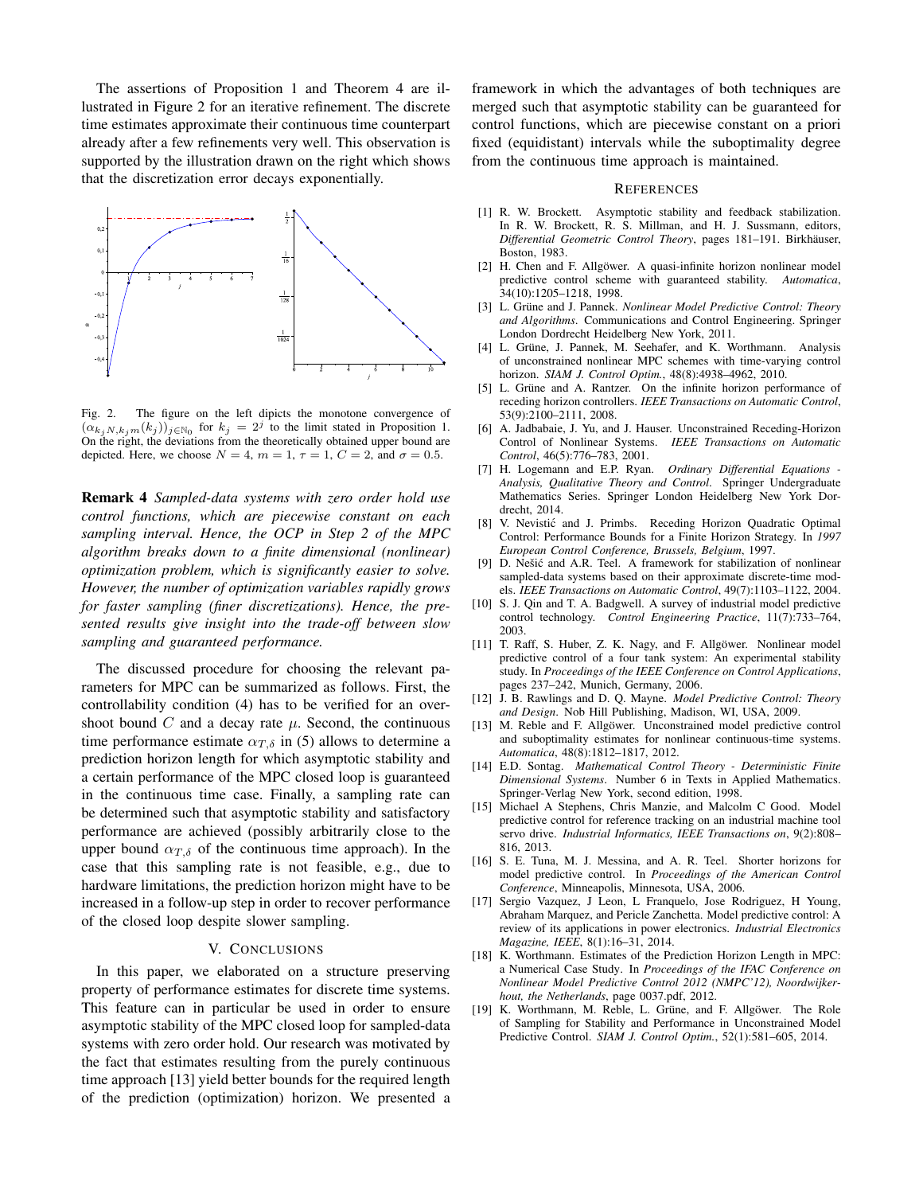The assertions of Proposition 1 and Theorem 4 are illustrated in Figure 2 for an iterative refinement. The discrete time estimates approximate their continuous time counterpart already after a few refinements very well. This observation is supported by the illustration drawn on the right which shows that the discretization error decays exponentially.

0,2
0,1
0
-0,1
-0,2
-0,3
-0,4
α
1 2 3 4 5 6 7
j

1/2
1/16
1/128
1/1024
0 2 4 6 8 10
j

Fig. 2. The figure on the left dipicts the monotone convergence of $(\alpha_{k_jN,k_jm}(k_j))_{j\in\mathbb{N}_0}$ for $k_j = 2^j$ to the limit stated in Proposition 1. On the right, the deviations from the theoretically obtained upper bound are depicted. Here, we choose $N = 4$, $m = 1$, $\tau = 1$, $C = 2$, and $\sigma = 0.5$.

**Remark 4** *Sampled-data systems with zero order hold use control functions, which are piecewise constant on each sampling interval. Hence, the OCP in Step 2 of the MPC algorithm breaks down to a finite dimensional (nonlinear) optimization problem, which is significantly easier to solve. However, the number of optimization variables rapidly grows for faster sampling (finer discretizations). Hence, the presented results give insight into the trade-off between slow sampling and guaranteed performance.*

The discussed procedure for choosing the relevant parameters for MPC can be summarized as follows. First, the controllability condition (4) has to be verified for an overshoot bound $C$ and a decay rate $\mu$. Second, the continuous time performance estimate $\alpha_{T,\delta}$ in (5) allows to determine a prediction horizon length for which asymptotic stability and a certain performance of the MPC closed loop is guaranteed in the continuous time case. Finally, a sampling rate can be determined such that asymptotic stability and satisfactory performance are achieved (possibly arbitrarily close to the upper bound $\alpha_{T,\delta}$ of the continuous time approach). In the case that this sampling rate is not feasible, e.g., due to hardware limitations, the prediction horizon might have to be increased in a follow-up step in order to recover performance of the closed loop despite slower sampling.

## V. Conclusions

In this paper, we elaborated on a structure preserving property of performance estimates for discrete time systems. This feature can in particular be used in order to ensure asymptotic stability of the MPC closed loop for sampled-data systems with zero order hold. Our research was motivated by the fact that estimates resulting from the purely continuous time approach [13] yield better bounds for the required length of the prediction (optimization) horizon. We presented a framework in which the advantages of both techniques are merged such that asymptotic stability can be guaranteed for control functions, which are piecewise constant on a priori fixed (equidistant) intervals while the suboptimality degree from the continuous time approach is maintained.

## References

[1] R. W. Brockett. Asymptotic stability and feedback stabilization. In R. W. Brockett, R. S. Millman, and H. J. Sussmann, editors, *Differential Geometric Control Theory*, pages 181–191. Birkhäuser, Boston, 1983.

[2] H. Chen and F. Allgöwer. A quasi-infinite horizon nonlinear model predictive control scheme with guaranteed stability. *Automatica*, 34(10):1205–1218, 1998.

[3] L. Grüne and J. Pannek. *Nonlinear Model Predictive Control: Theory and Algorithms*. Communications and Control Engineering. Springer London Dordrecht Heidelberg New York, 2011.

[4] L. Grüne, J. Pannek, M. Seehafer, and K. Worthmann. Analysis of unconstrained nonlinear MPC schemes with time-varying control horizon. *SIAM J. Control Optim.*, 48(8):4938–4962, 2010.

[5] L. Grüne and A. Rantzer. On the infinite horizon performance of receding horizon controllers. *IEEE Transactions on Automatic Control*, 53(9):2100–2111, 2008.

[6] A. Jadbabaie, J. Yu, and J. Hauser. Unconstrained Receding-Horizon Control of Nonlinear Systems. *IEEE Transactions on Automatic Control*, 46(5):776–783, 2001.

[7] H. Logemann and E.P. Ryan. *Ordinary Differential Equations - Analysis, Qualitative Theory and Control*. Springer Undergraduate Mathematics Series. Springer London Heidelberg New York Dordrecht, 2014.

[8] V. Nevistić and J. Primbs. Receding Horizon Quadratic Optimal Control: Performance Bounds for a Finite Horizon Strategy. In *1997 European Control Conference, Brussels, Belgium*, 1997.

[9] D. Nešić and A.R. Teel. A framework for stabilization of nonlinear sampled-data systems based on their approximate discrete-time models. *IEEE Transactions on Automatic Control*, 49(7):1103–1122, 2004.

[10] S. J. Qin and T. A. Badgwell. A survey of industrial model predictive control technology. *Control Engineering Practice*, 11(7):733–764, 2003.

[11] T. Raff, S. Huber, Z. K. Nagy, and F. Allgöwer. Nonlinear model predictive control of a four tank system: An experimental stability study. In *Proceedings of the IEEE Conference on Control Applications*, pages 237–242, Munich, Germany, 2006.

[12] J. B. Rawlings and D. Q. Mayne. *Model Predictive Control: Theory and Design*. Nob Hill Publishing, Madison, WI, USA, 2009.

[13] M. Reble and F. Allgöwer. Unconstrained model predictive control and suboptimality estimates for nonlinear continuous-time systems. *Automatica*, 48(8):1812–1817, 2012.

[14] E.D. Sontag. *Mathematical Control Theory - Deterministic Finite Dimensional Systems*. Number 6 in Texts in Applied Mathematics. Springer-Verlag New York, second edition, 1998.

[15] Michael A Stephens, Chris Manzie, and Malcolm C Good. Model predictive control for reference tracking on an industrial machine tool servo drive. *Industrial Informatics, IEEE Transactions on*, 9(2):808–816, 2013.

[16] S. E. Tuna, M. J. Messina, and A. R. Teel. Shorter horizons for model predictive control. In *Proceedings of the American Control Conference*, Minneapolis, Minnesota, USA, 2006.

[17] Sergio Vazquez, J Leon, L Franquelo, Jose Rodriguez, H Young, Abraham Marquez, and Pericle Zanchetta. Model predictive control: A review of its applications in power electronics. *Industrial Electronics Magazine, IEEE*, 8(1):16–31, 2014.

[18] K. Worthmann. Estimates of the Prediction Horizon Length in MPC: a Numerical Case Study. In *Proceedings of the IFAC Conference on Nonlinear Model Predictive Control 2012 (NMPC'12), Noordwijkerhout, the Netherlands*, page 0037.pdf, 2012.

[19] K. Worthmann, M. Reble, L. Grüne, and F. Allgöwer. The Role of Sampling for Stability and Performance in Unconstrained Model Predictive Control. *SIAM J. Control Optim.*, 52(1):581–605, 2014.